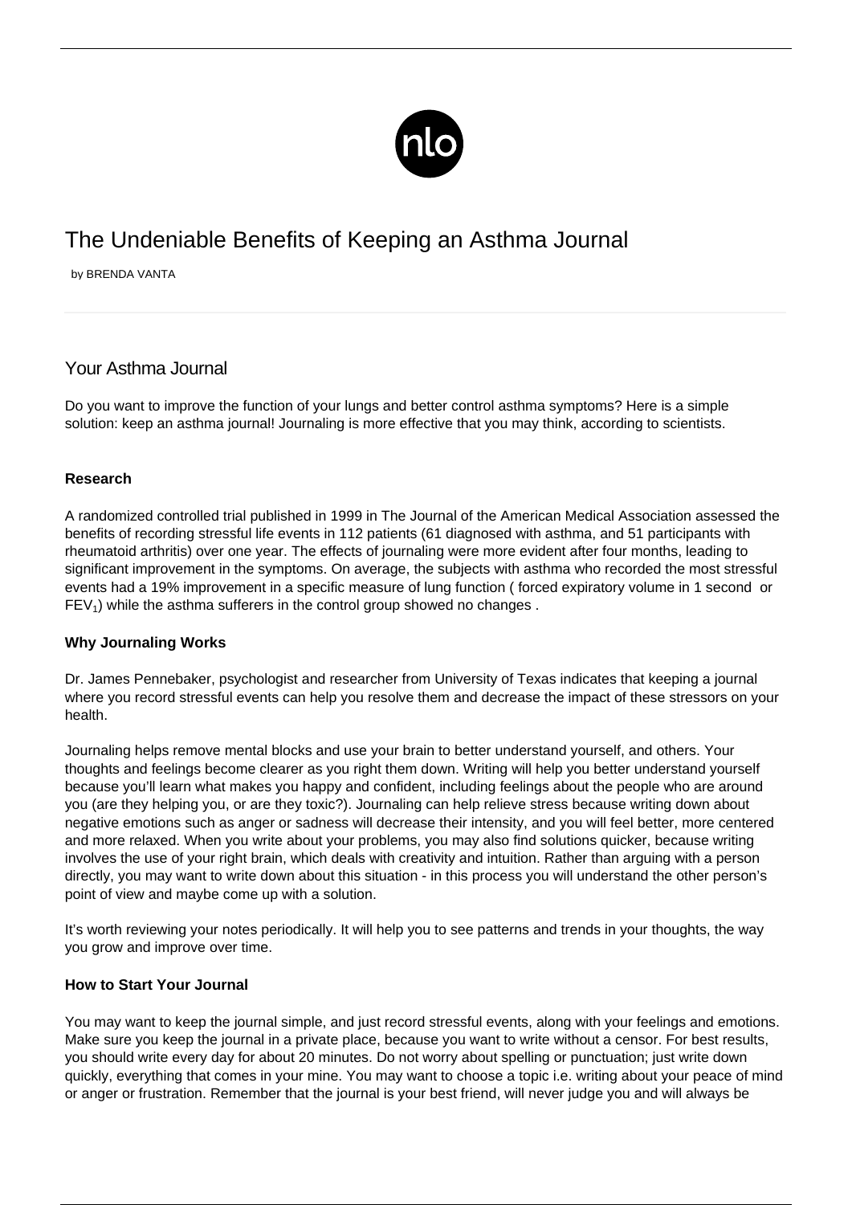# The Undeniable Benefits of Keeping an Asthma Journal

by BRENDA VANTA

## Your Asthma Journal

Do you want to improve the function of your lungs and better control asthma symptoms? Here is a simple solution: keep an asthma journal! Journaling is more effective that you may think, according to scientists.

**Research**

A randomized controlled trial published in 1999 in The Journal of the American Medical Association assessed the benefits of recording stressful life events in 112 patients (61 diagnosed with asthma, and 51 participants with rheumatoid arthritis) over one year. The effects of journaling were more evident after four months, leading to significant improvement in the symptoms. On average, the subjects with asthma who recorded the most stressful events had a 19% improvement in a specific measure of lung function ( forced expiratory volume in 1 second or $FEV_1$) while the asthma sufferers in the control group showed no changes .

**Why Journaling Works**

Dr. James Pennebaker, psychologist and researcher from University of Texas indicates that keeping a journal where you record stressful events can help you resolve them and decrease the impact of these stressors on your health.

Journaling helps remove mental blocks and use your brain to better understand yourself, and others. Your thoughts and feelings become clearer as you right them down. Writing will help you better understand yourself because you'll learn what makes you happy and confident, including feelings about the people who are around you (are they helping you, or are they toxic?). Journaling can help relieve stress because writing down about negative emotions such as anger or sadness will decrease their intensity, and you will feel better, more centered and more relaxed. When you write about your problems, you may also find solutions quicker, because writing involves the use of your right brain, which deals with creativity and intuition. Rather than arguing with a person directly, you may want to write down about this situation - in this process you will understand the other person's point of view and maybe come up with a solution.

It's worth reviewing your notes periodically. It will help you to see patterns and trends in your thoughts, the way you grow and improve over time.

**How to Start Your Journal**

You may want to keep the journal simple, and just record stressful events, along with your feelings and emotions. Make sure you keep the journal in a private place, because you want to write without a censor. For best results, you should write every day for about 20 minutes. Do not worry about spelling or punctuation; just write down quickly, everything that comes in your mine. You may want to choose a topic i.e. writing about your peace of mind or anger or frustration. Remember that the journal is your best friend, will never judge you and will always be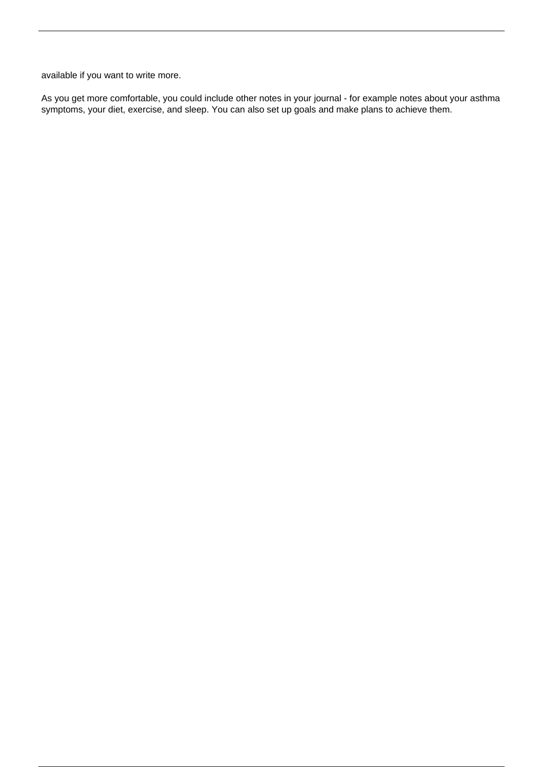available if you want to write more.

As you get more comfortable, you could include other notes in your journal - for example notes about your asthma symptoms, your diet, exercise, and sleep. You can also set up goals and make plans to achieve them.